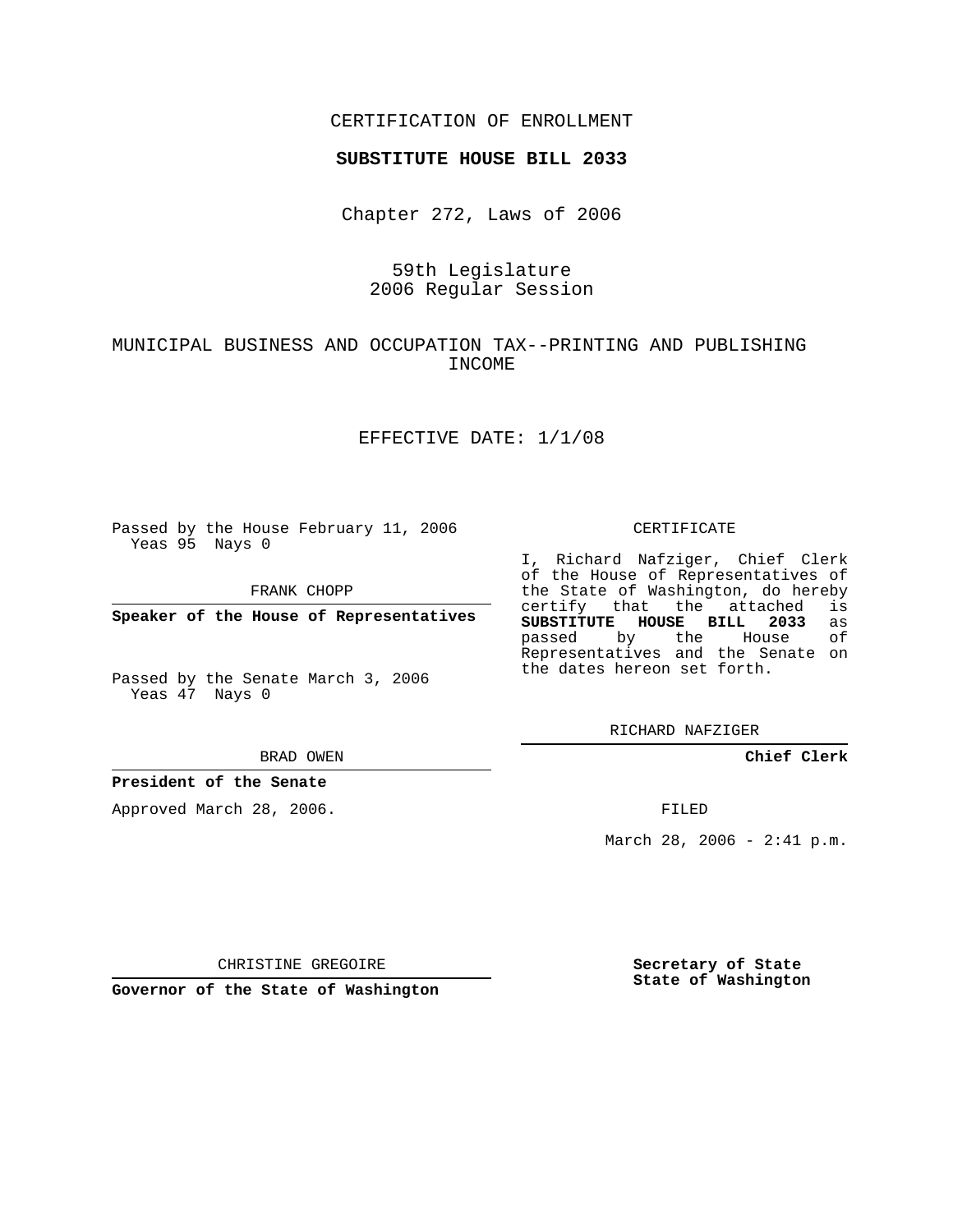CERTIFICATION OF ENROLLMENT

**SUBSTITUTE HOUSE BILL 2033**

Chapter 272, Laws of 2006

59th Legislature
2006 Regular Session

MUNICIPAL BUSINESS AND OCCUPATION TAX--PRINTING AND PUBLISHING INCOME

EFFECTIVE DATE: 1/1/08

Passed by the House February 11, 2006
Yeas 95 Nays 0

FRANK CHOPP

**Speaker of the House of Representatives**

Passed by the Senate March 3, 2006
Yeas 47 Nays 0

BRAD OWEN

**President of the Senate**

Approved March 28, 2006.

CHRISTINE GREGOIRE

**Governor of the State of Washington**

CERTIFICATE

I, Richard Nafziger, Chief Clerk of the House of Representatives of the State of Washington, do hereby certify that the attached is **SUBSTITUTE HOUSE BILL 2033** as passed by the House of Representatives and the Senate on the dates hereon set forth.

RICHARD NAFZIGER

**Chief Clerk**

FILED

March 28, 2006 - 2:41 p.m.

**Secretary of State**
**State of Washington**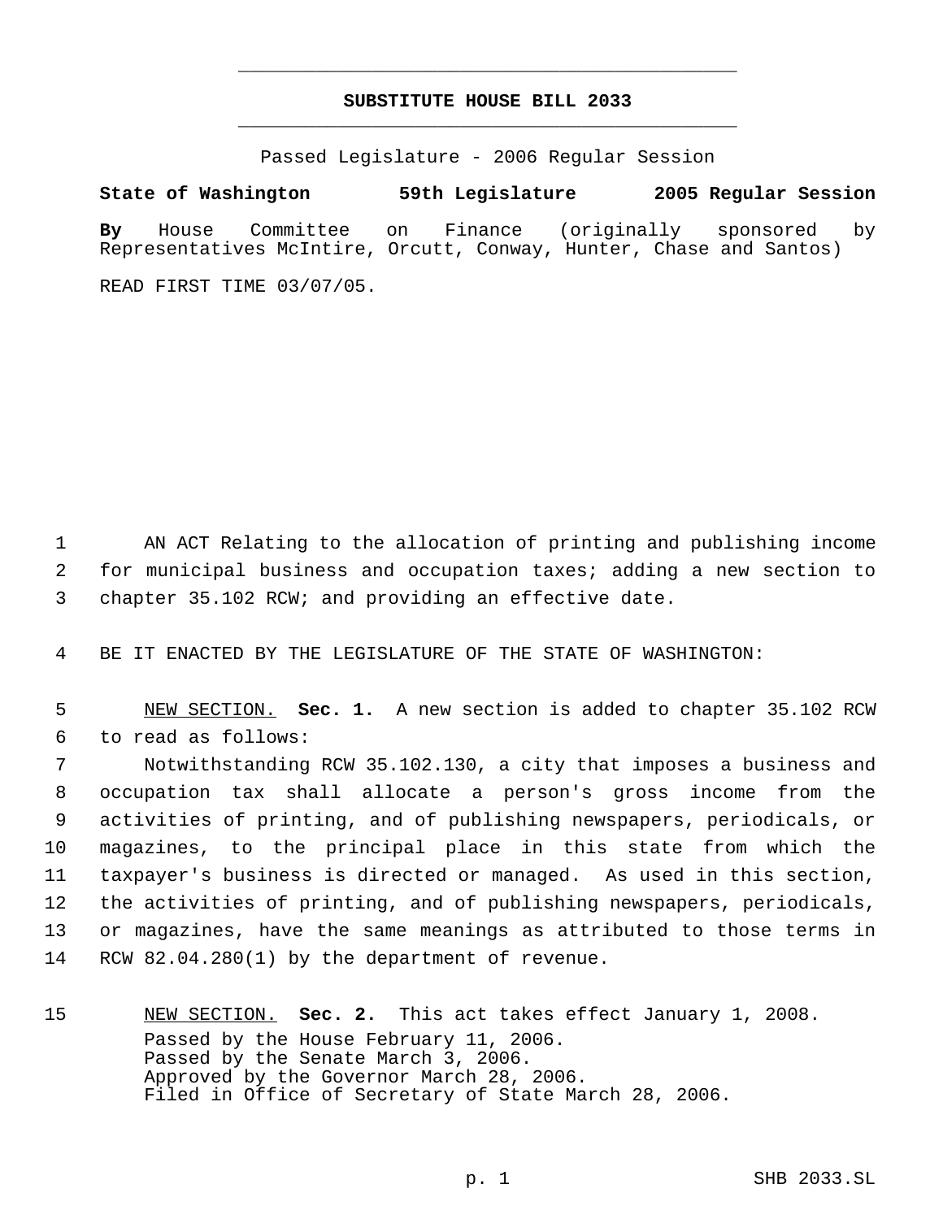# SUBSTITUTE HOUSE BILL 2033

Passed Legislature - 2006 Regular Session

**State of Washington 59th Legislature 2005 Regular Session**

**By** House Committee on Finance (originally sponsored by Representatives McIntire, Orcutt, Conway, Hunter, Chase and Santos)

READ FIRST TIME 03/07/05.

1 AN ACT Relating to the allocation of printing and publishing income
2 for municipal business and occupation taxes; adding a new section to
3 chapter 35.102 RCW; and providing an effective date.

4 BE IT ENACTED BY THE LEGISLATURE OF THE STATE OF WASHINGTON:

5 NEW SECTION. **Sec. 1.** A new section is added to chapter 35.102 RCW
6 to read as follows:
7 Notwithstanding RCW 35.102.130, a city that imposes a business and
8 occupation tax shall allocate a person's gross income from the
9 activities of printing, and of publishing newspapers, periodicals, or
10 magazines, to the principal place in this state from which the
11 taxpayer's business is directed or managed. As used in this section,
12 the activities of printing, and of publishing newspapers, periodicals,
13 or magazines, have the same meanings as attributed to those terms in
14 RCW 82.04.280(1) by the department of revenue.

15 NEW SECTION. **Sec. 2.** This act takes effect January 1, 2008.

Passed by the House February 11, 2006.
Passed by the Senate March 3, 2006.
Approved by the Governor March 28, 2006.
Filed in Office of Secretary of State March 28, 2006.